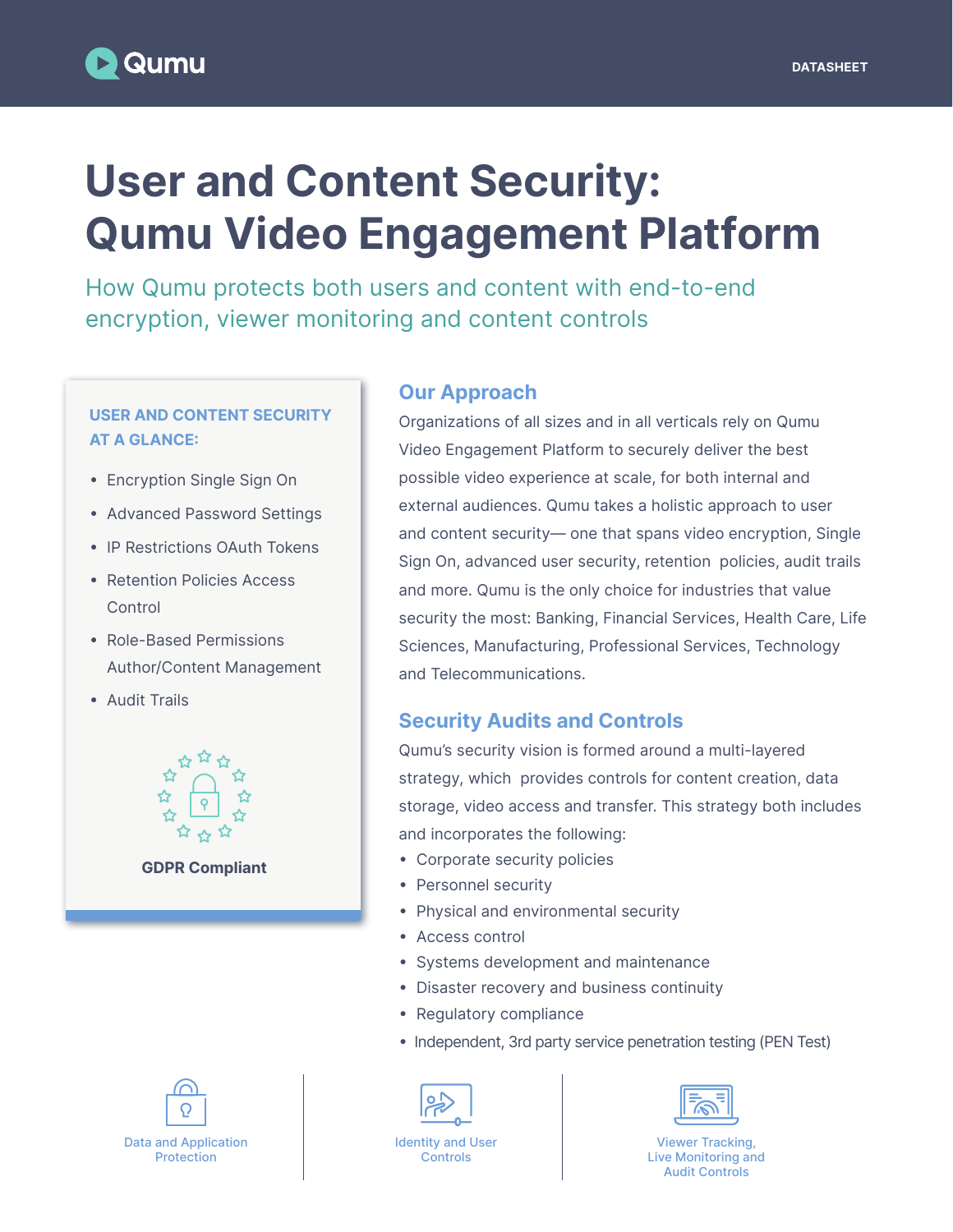Qumu

DATASHEET

# User and Content Security: Qumu Video Engagement Platform

How Qumu protects both users and content with end-to-end encryption, viewer monitoring and content controls

### USER AND CONTENT SECURITY AT A GLANCE:

- Encryption Single Sign On
- Advanced Password Settings
- IP Restrictions OAuth Tokens
- Retention Policies Access Control
- Role-Based Permissions Author/Content Management
- Audit Trails

**GDPR Compliant**

## Our Approach

Organizations of all sizes and in all verticals rely on Qumu Video Engagement Platform to securely deliver the best possible video experience at scale, for both internal and external audiences. Qumu takes a holistic approach to user and content security— one that spans video encryption, Single Sign On, advanced user security, retention policies, audit trails and more. Qumu is the only choice for industries that value security the most: Banking, Financial Services, Health Care, Life Sciences, Manufacturing, Professional Services, Technology and Telecommunications.

## Security Audits and Controls

Qumu's security vision is formed around a multi-layered strategy, which provides controls for content creation, data storage, video access and transfer. This strategy both includes and incorporates the following:

- Corporate security policies
- Personnel security
- Physical and environmental security
- Access control
- Systems development and maintenance
- Disaster recovery and business continuity
- Regulatory compliance
- Independent, 3rd party service penetration testing (PEN Test)

Data and Application Protection

Identity and User Controls

Viewer Tracking, Live Monitoring and Audit Controls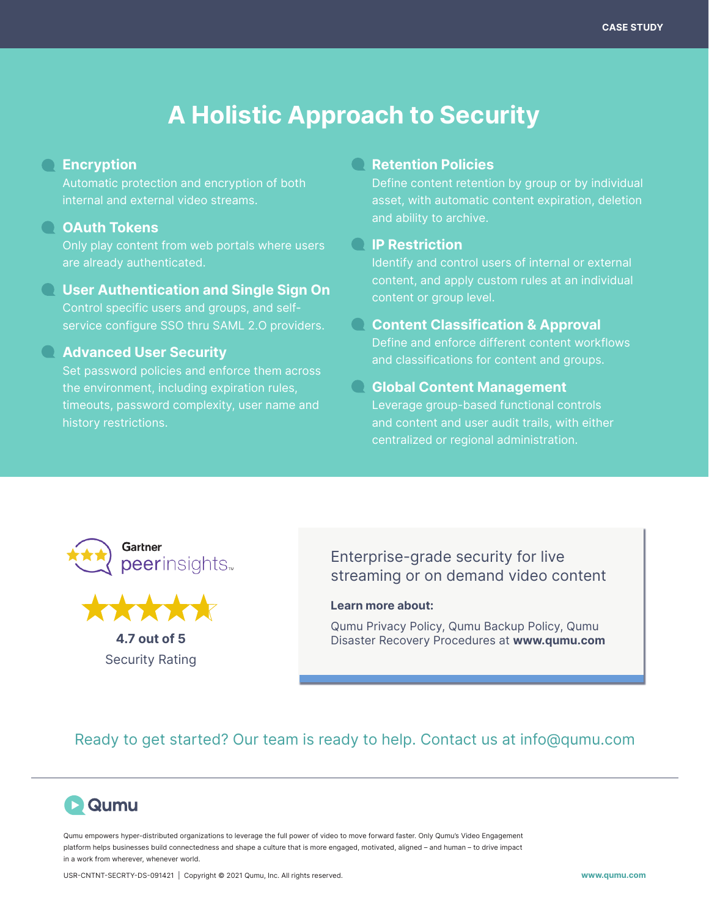CASE STUDY

# A Holistic Approach to Security

### Encryption
Automatic protection and encryption of both internal and external video streams.

### OAuth Tokens
Only play content from web portals where users are already authenticated.

### User Authentication and Single Sign On
Control specific users and groups, and self-service configure SSO thru SAML 2.0 providers.

### Advanced User Security
Set password policies and enforce them across the environment, including expiration rules, timeouts, password complexity, user name and history restrictions.

### Retention Policies
Define content retention by group or by individual asset, with automatic content expiration, deletion and ability to archive.

### IP Restriction
Identify and control users of internal or external content, and apply custom rules at an individual content or group level.

### Content Classification & Approval
Define and enforce different content workflows and classifications for content and groups.

### Global Content Management
Leverage group-based functional controls and content and user audit trails, with either centralized or regional administration.

Gartner peerinsights™

**4.7 out of 5**

Security Rating

Enterprise-grade security for live streaming or on demand video content

**Learn more about:**

Qumu Privacy Policy, Qumu Backup Policy, Qumu Disaster Recovery Procedures at **www.qumu.com**

Ready to get started? Our team is ready to help. Contact us at info@qumu.com

Qumu

Qumu empowers hyper-distributed organizations to leverage the full power of video to move forward faster. Only Qumu's Video Engagement platform helps businesses build connectedness and shape a culture that is more engaged, motivated, aligned – and human – to drive impact in a work from wherever, whenever world.

USR-CNTNT-SECRTY-DS-091421 | Copyright © 2021 Qumu, Inc. All rights reserved.

www.qumu.com